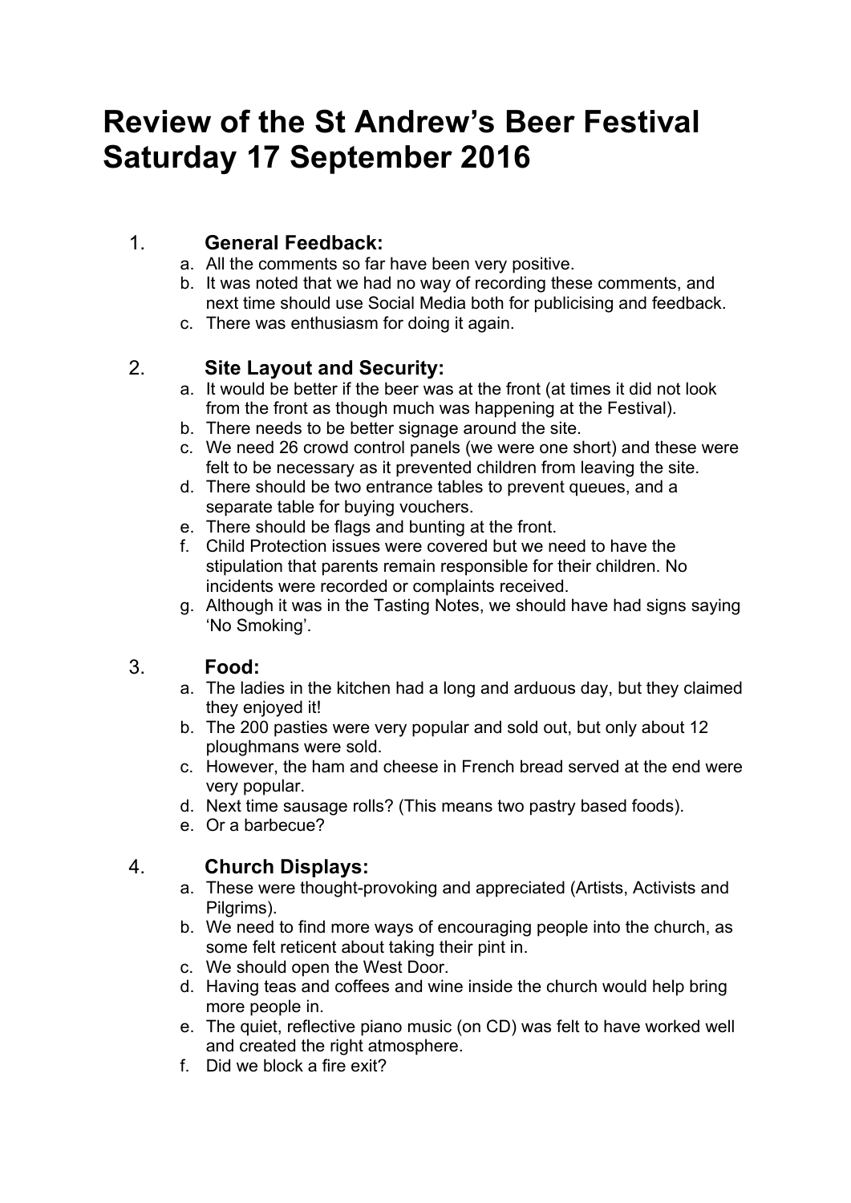# Review of the St Andrew's Beer Festival Saturday 17 September 2016

1. **General Feedback:**
    a. All the comments so far have been very positive.
    b. It was noted that we had no way of recording these comments, and next time should use Social Media both for publicising and feedback.
    c. There was enthusiasm for doing it again.

2. **Site Layout and Security:**
    a. It would be better if the beer was at the front (at times it did not look from the front as though much was happening at the Festival).
    b. There needs to be better signage around the site.
    c. We need 26 crowd control panels (we were one short) and these were felt to be necessary as it prevented children from leaving the site.
    d. There should be two entrance tables to prevent queues, and a separate table for buying vouchers.
    e. There should be flags and bunting at the front.
    f. Child Protection issues were covered but we need to have the stipulation that parents remain responsible for their children. No incidents were recorded or complaints received.
    g. Although it was in the Tasting Notes, we should have had signs saying 'No Smoking'.

3. **Food:**
    a. The ladies in the kitchen had a long and arduous day, but they claimed they enjoyed it!
    b. The 200 pasties were very popular and sold out, but only about 12 ploughmans were sold.
    c. However, the ham and cheese in French bread served at the end were very popular.
    d. Next time sausage rolls? (This means two pastry based foods).
    e. Or a barbecue?

4. **Church Displays:**
    a. These were thought-provoking and appreciated (Artists, Activists and Pilgrims).
    b. We need to find more ways of encouraging people into the church, as some felt reticent about taking their pint in.
    c. We should open the West Door.
    d. Having teas and coffees and wine inside the church would help bring more people in.
    e. The quiet, reflective piano music (on CD) was felt to have worked well and created the right atmosphere.
    f. Did we block a fire exit?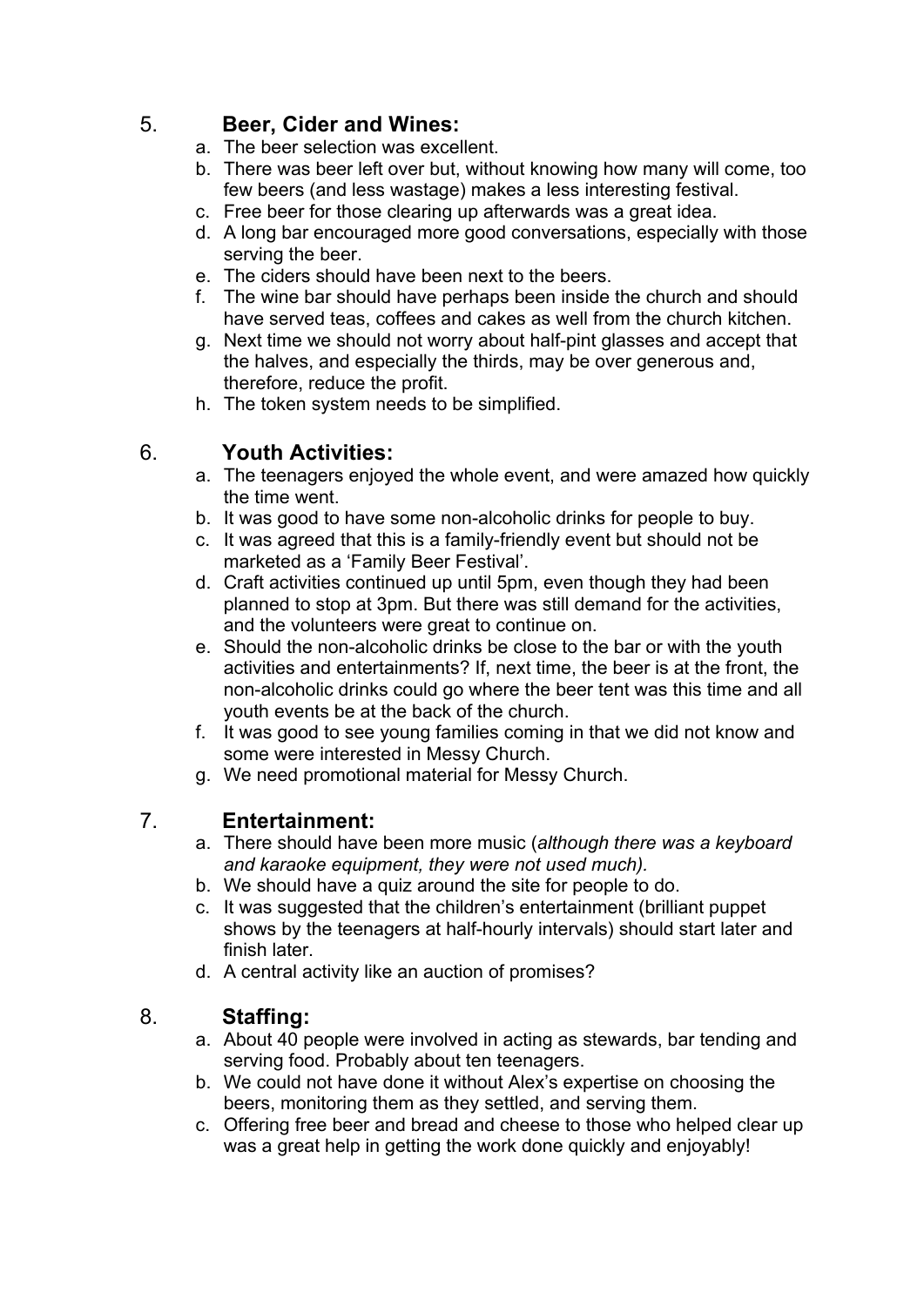## 5. Beer, Cider and Wines:

a. The beer selection was excellent.
b. There was beer left over but, without knowing how many will come, too few beers (and less wastage) makes a less interesting festival.
c. Free beer for those clearing up afterwards was a great idea.
d. A long bar encouraged more good conversations, especially with those serving the beer.
e. The ciders should have been next to the beers.
f. The wine bar should have perhaps been inside the church and should have served teas, coffees and cakes as well from the church kitchen.
g. Next time we should not worry about half-pint glasses and accept that the halves, and especially the thirds, may be over generous and, therefore, reduce the profit.
h. The token system needs to be simplified.

## 6. Youth Activities:

a. The teenagers enjoyed the whole event, and were amazed how quickly the time went.
b. It was good to have some non-alcoholic drinks for people to buy.
c. It was agreed that this is a family-friendly event but should not be marketed as a 'Family Beer Festival'.
d. Craft activities continued up until 5pm, even though they had been planned to stop at 3pm. But there was still demand for the activities, and the volunteers were great to continue on.
e. Should the non-alcoholic drinks be close to the bar or with the youth activities and entertainments? If, next time, the beer is at the front, the non-alcoholic drinks could go where the beer tent was this time and all youth events be at the back of the church.
f. It was good to see young families coming in that we did not know and some were interested in Messy Church.
g. We need promotional material for Messy Church.

## 7. Entertainment:

a. There should have been more music (*although there was a keyboard and karaoke equipment, they were not used much).*
b. We should have a quiz around the site for people to do.
c. It was suggested that the children's entertainment (brilliant puppet shows by the teenagers at half-hourly intervals) should start later and finish later.
d. A central activity like an auction of promises?

## 8. Staffing:

a. About 40 people were involved in acting as stewards, bar tending and serving food. Probably about ten teenagers.
b. We could not have done it without Alex's expertise on choosing the beers, monitoring them as they settled, and serving them.
c. Offering free beer and bread and cheese to those who helped clear up was a great help in getting the work done quickly and enjoyably!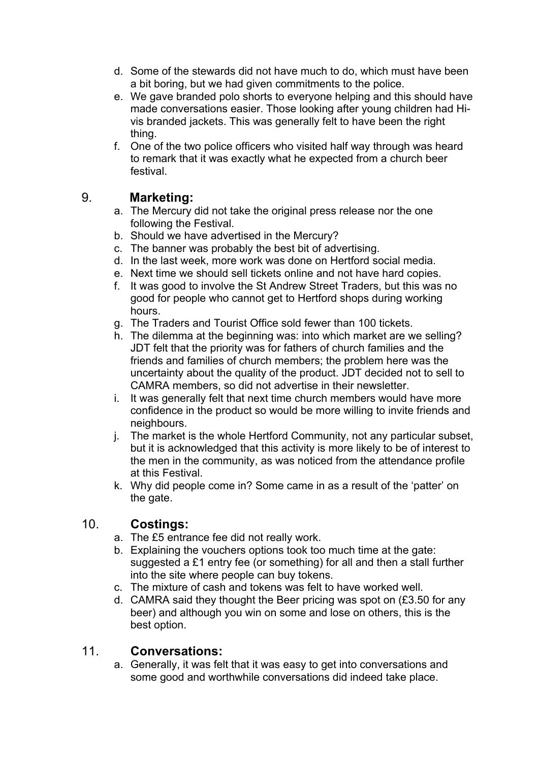d. Some of the stewards did not have much to do, which must have been a bit boring, but we had given commitments to the police.
e. We gave branded polo shorts to everyone helping and this should have made conversations easier. Those looking after young children had Hi-vis branded jackets. This was generally felt to have been the right thing.
f. One of the two police officers who visited half way through was heard to remark that it was exactly what he expected from a church beer festival.

## 9. Marketing:

a. The Mercury did not take the original press release nor the one following the Festival.
b. Should we have advertised in the Mercury?
c. The banner was probably the best bit of advertising.
d. In the last week, more work was done on Hertford social media.
e. Next time we should sell tickets online and not have hard copies.
f. It was good to involve the St Andrew Street Traders, but this was no good for people who cannot get to Hertford shops during working hours.
g. The Traders and Tourist Office sold fewer than 100 tickets.
h. The dilemma at the beginning was: into which market are we selling? JDT felt that the priority was for fathers of church families and the friends and families of church members; the problem here was the uncertainty about the quality of the product. JDT decided not to sell to CAMRA members, so did not advertise in their newsletter.
i. It was generally felt that next time church members would have more confidence in the product so would be more willing to invite friends and neighbours.
j. The market is the whole Hertford Community, not any particular subset, but it is acknowledged that this activity is more likely to be of interest to the men in the community, as was noticed from the attendance profile at this Festival.
k. Why did people come in? Some came in as a result of the 'patter' on the gate.

## 10. Costings:

a. The £5 entrance fee did not really work.
b. Explaining the vouchers options took too much time at the gate: suggested a £1 entry fee (or something) for all and then a stall further into the site where people can buy tokens.
c. The mixture of cash and tokens was felt to have worked well.
d. CAMRA said they thought the Beer pricing was spot on (£3.50 for any beer) and although you win on some and lose on others, this is the best option.

## 11. Conversations:

a. Generally, it was felt that it was easy to get into conversations and some good and worthwhile conversations did indeed take place.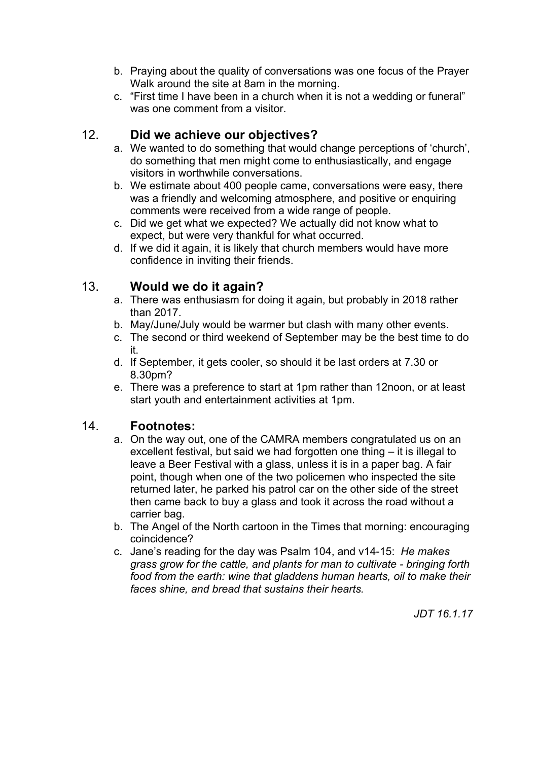b. Praying about the quality of conversations was one focus of the Prayer Walk around the site at 8am in the morning.

c. “First time I have been in a church when it is not a wedding or funeral” was one comment from a visitor.

## 12. Did we achieve our objectives?

a. We wanted to do something that would change perceptions of ‘church’, do something that men might come to enthusiastically, and engage visitors in worthwhile conversations.

b. We estimate about 400 people came, conversations were easy, there was a friendly and welcoming atmosphere, and positive or enquiring comments were received from a wide range of people.

c. Did we get what we expected? We actually did not know what to expect, but were very thankful for what occurred.

d. If we did it again, it is likely that church members would have more confidence in inviting their friends.

## 13. Would we do it again?

a. There was enthusiasm for doing it again, but probably in 2018 rather than 2017.

b. May/June/July would be warmer but clash with many other events.

c. The second or third weekend of September may be the best time to do it.

d. If September, it gets cooler, so should it be last orders at 7.30 or 8.30pm?

e. There was a preference to start at 1pm rather than 12noon, or at least start youth and entertainment activities at 1pm.

## 14. Footnotes:

a. On the way out, one of the CAMRA members congratulated us on an excellent festival, but said we had forgotten one thing – it is illegal to leave a Beer Festival with a glass, unless it is in a paper bag. A fair point, though when one of the two policemen who inspected the site returned later, he parked his patrol car on the other side of the street then came back to buy a glass and took it across the road without a carrier bag.

b. The Angel of the North cartoon in the Times that morning: encouraging coincidence?

c. Jane’s reading for the day was Psalm 104, and v14-15: *He makes grass grow for the cattle, and plants for man to cultivate - bringing forth food from the earth: wine that gladdens human hearts, oil to make their faces shine, and bread that sustains their hearts.*

*JDT 16.1.17*